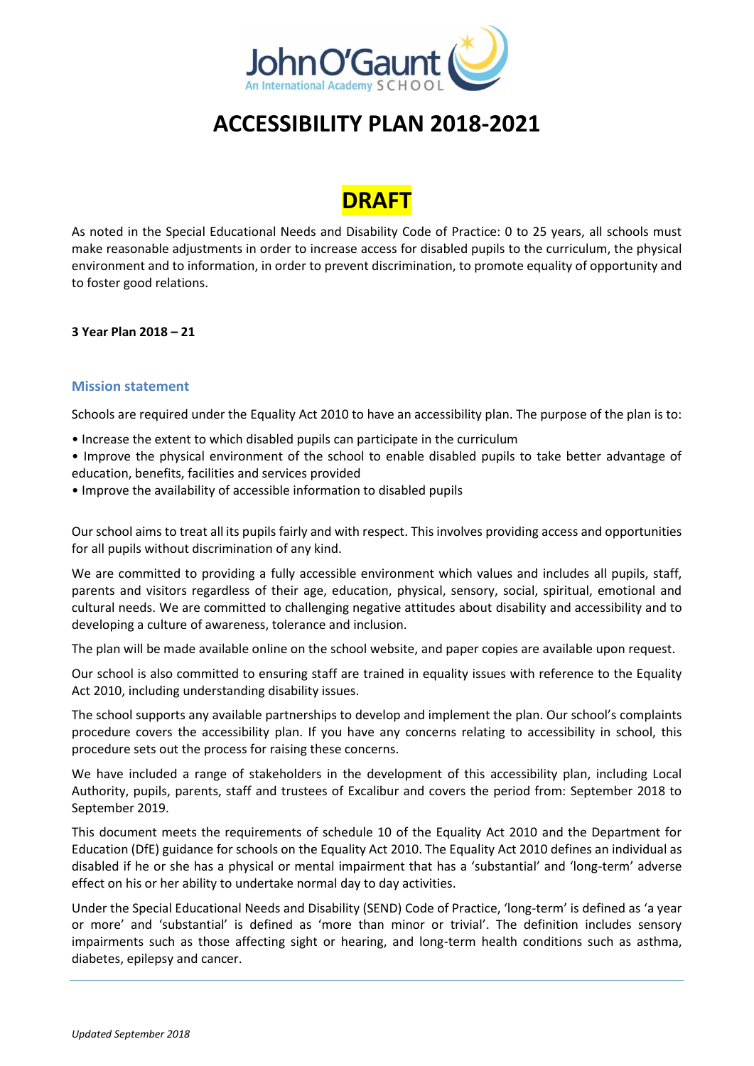John O'Gaunt
An International Academy SCHOOL

# ACCESSIBILITY PLAN 2018-2021

## DRAFT

As noted in the Special Educational Needs and Disability Code of Practice: 0 to 25 years, all schools must make reasonable adjustments in order to increase access for disabled pupils to the curriculum, the physical environment and to information, in order to prevent discrimination, to promote equality of opportunity and to foster good relations.

**3 Year Plan 2018 – 21**

### Mission statement

Schools are required under the Equality Act 2010 to have an accessibility plan. The purpose of the plan is to:

- Increase the extent to which disabled pupils can participate in the curriculum
- Improve the physical environment of the school to enable disabled pupils to take better advantage of education, benefits, facilities and services provided
- Improve the availability of accessible information to disabled pupils

Our school aims to treat all its pupils fairly and with respect. This involves providing access and opportunities for all pupils without discrimination of any kind.

We are committed to providing a fully accessible environment which values and includes all pupils, staff, parents and visitors regardless of their age, education, physical, sensory, social, spiritual, emotional and cultural needs. We are committed to challenging negative attitudes about disability and accessibility and to developing a culture of awareness, tolerance and inclusion.

The plan will be made available online on the school website, and paper copies are available upon request.

Our school is also committed to ensuring staff are trained in equality issues with reference to the Equality Act 2010, including understanding disability issues.

The school supports any available partnerships to develop and implement the plan. Our school's complaints procedure covers the accessibility plan. If you have any concerns relating to accessibility in school, this procedure sets out the process for raising these concerns.

We have included a range of stakeholders in the development of this accessibility plan, including Local Authority, pupils, parents, staff and trustees of Excalibur and covers the period from: September 2018 to September 2019.

This document meets the requirements of schedule 10 of the Equality Act 2010 and the Department for Education (DfE) guidance for schools on the Equality Act 2010. The Equality Act 2010 defines an individual as disabled if he or she has a physical or mental impairment that has a 'substantial' and 'long-term' adverse effect on his or her ability to undertake normal day to day activities.

Under the Special Educational Needs and Disability (SEND) Code of Practice, 'long-term' is defined as 'a year or more' and 'substantial' is defined as 'more than minor or trivial'. The definition includes sensory impairments such as those affecting sight or hearing, and long-term health conditions such as asthma, diabetes, epilepsy and cancer.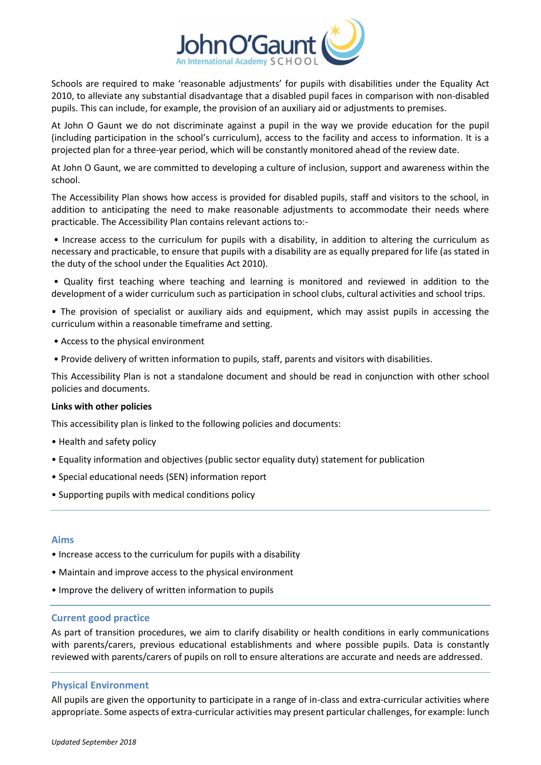Schools are required to make 'reasonable adjustments' for pupils with disabilities under the Equality Act 2010, to alleviate any substantial disadvantage that a disabled pupil faces in comparison with non-disabled pupils. This can include, for example, the provision of an auxiliary aid or adjustments to premises.

At John O Gaunt we do not discriminate against a pupil in the way we provide education for the pupil (including participation in the school's curriculum), access to the facility and access to information. It is a projected plan for a three-year period, which will be constantly monitored ahead of the review date.

At John O Gaunt, we are committed to developing a culture of inclusion, support and awareness within the school.

The Accessibility Plan shows how access is provided for disabled pupils, staff and visitors to the school, in addition to anticipating the need to make reasonable adjustments to accommodate their needs where practicable. The Accessibility Plan contains relevant actions to:-

- Increase access to the curriculum for pupils with a disability, in addition to altering the curriculum as necessary and practicable, to ensure that pupils with a disability are as equally prepared for life (as stated in the duty of the school under the Equalities Act 2010).
- Quality first teaching where teaching and learning is monitored and reviewed in addition to the development of a wider curriculum such as participation in school clubs, cultural activities and school trips.
- The provision of specialist or auxiliary aids and equipment, which may assist pupils in accessing the curriculum within a reasonable timeframe and setting.
- Access to the physical environment
- Provide delivery of written information to pupils, staff, parents and visitors with disabilities.

This Accessibility Plan is not a standalone document and should be read in conjunction with other school policies and documents.

**Links with other policies**

This accessibility plan is linked to the following policies and documents:

- Health and safety policy
- Equality information and objectives (public sector equality duty) statement for publication
- Special educational needs (SEN) information report
- Supporting pupils with medical conditions policy

## Aims

- Increase access to the curriculum for pupils with a disability
- Maintain and improve access to the physical environment
- Improve the delivery of written information to pupils

## Current good practice

As part of transition procedures, we aim to clarify disability or health conditions in early communications with parents/carers, previous educational establishments and where possible pupils. Data is constantly reviewed with parents/carers of pupils on roll to ensure alterations are accurate and needs are addressed.

## Physical Environment

All pupils are given the opportunity to participate in a range of in-class and extra-curricular activities where appropriate. Some aspects of extra-curricular activities may present particular challenges, for example: lunch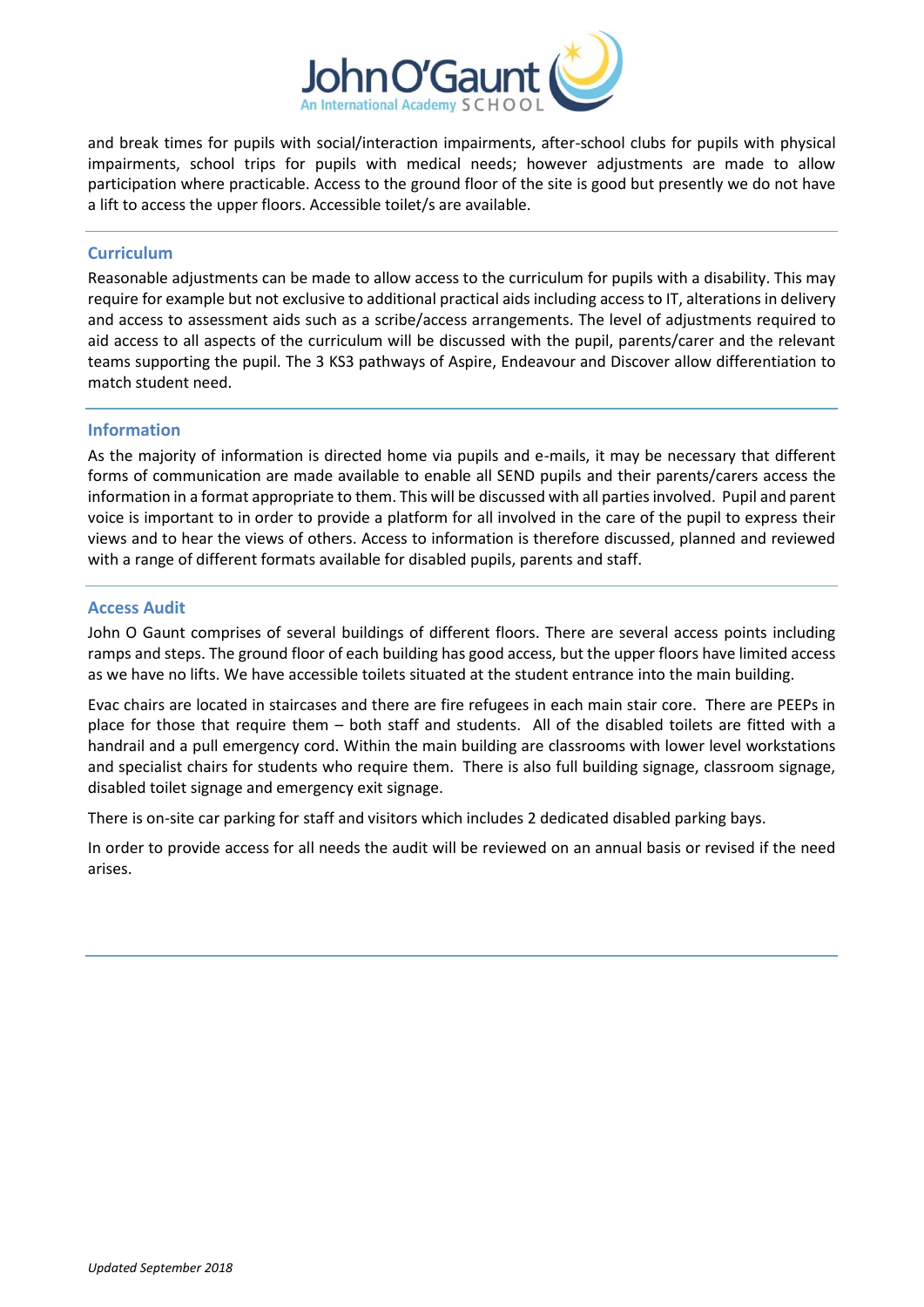and break times for pupils with social/interaction impairments, after-school clubs for pupils with physical impairments, school trips for pupils with medical needs; however adjustments are made to allow participation where practicable. Access to the ground floor of the site is good but presently we do not have a lift to access the upper floors. Accessible toilet/s are available.

## Curriculum

Reasonable adjustments can be made to allow access to the curriculum for pupils with a disability. This may require for example but not exclusive to additional practical aids including access to IT, alterations in delivery and access to assessment aids such as a scribe/access arrangements. The level of adjustments required to aid access to all aspects of the curriculum will be discussed with the pupil, parents/carer and the relevant teams supporting the pupil. The 3 KS3 pathways of Aspire, Endeavour and Discover allow differentiation to match student need.

## Information

As the majority of information is directed home via pupils and e-mails, it may be necessary that different forms of communication are made available to enable all SEND pupils and their parents/carers access the information in a format appropriate to them. This will be discussed with all parties involved. Pupil and parent voice is important to in order to provide a platform for all involved in the care of the pupil to express their views and to hear the views of others. Access to information is therefore discussed, planned and reviewed with a range of different formats available for disabled pupils, parents and staff.

## Access Audit

John O Gaunt comprises of several buildings of different floors. There are several access points including ramps and steps. The ground floor of each building has good access, but the upper floors have limited access as we have no lifts. We have accessible toilets situated at the student entrance into the main building.

Evac chairs are located in staircases and there are fire refugees in each main stair core. There are PEEPs in place for those that require them – both staff and students. All of the disabled toilets are fitted with a handrail and a pull emergency cord. Within the main building are classrooms with lower level workstations and specialist chairs for students who require them. There is also full building signage, classroom signage, disabled toilet signage and emergency exit signage.

There is on-site car parking for staff and visitors which includes 2 dedicated disabled parking bays.

In order to provide access for all needs the audit will be reviewed on an annual basis or revised if the need arises.

*Updated September 2018*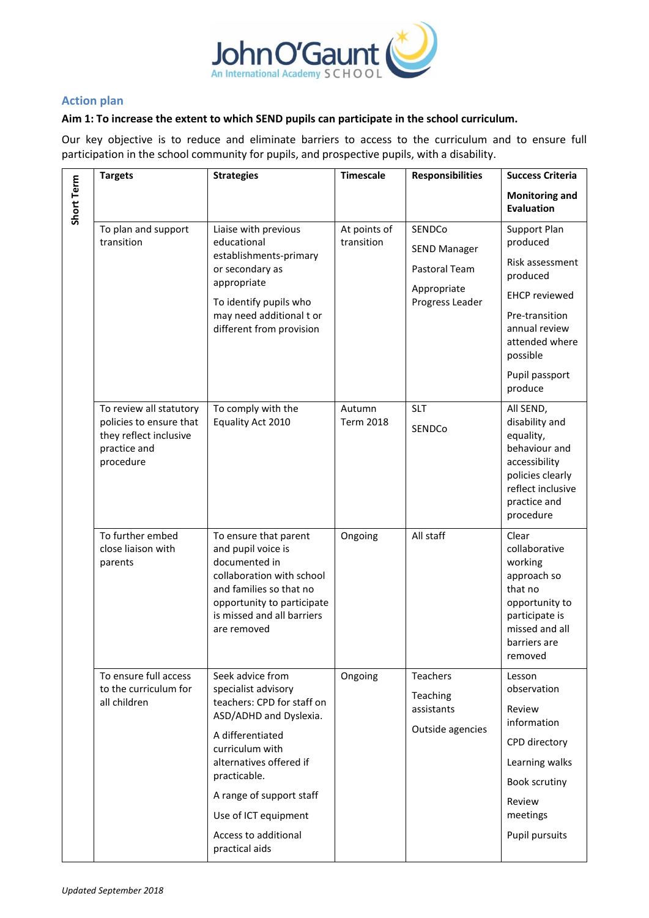## Action plan

**Aim 1: To increase the extent to which SEND pupils can participate in the school curriculum.**

Our key objective is to reduce and eliminate barriers to access to the curriculum and to ensure full participation in the school community for pupils, and prospective pupils, with a disability.

| Short Term | Targets | Strategies | Timescale | Responsibilities | Success Criteria<br><br>Monitoring and Evaluation |
|---|---|---|---|---|---|
| | To plan and support transition | Liaise with previous educational establishments-primary or secondary as appropriate<br><br>To identify pupils who may need additional t or different from provision | At points of transition | SENDCo<br><br>SEND Manager<br><br>Pastoral Team<br><br>Appropriate Progress Leader | Support Plan produced<br><br>Risk assessment produced<br><br>EHCP reviewed<br><br>Pre-transition annual review attended where possible<br><br>Pupil passport produce |
| | To review all statutory policies to ensure that they reflect inclusive practice and procedure | To comply with the Equality Act 2010 | Autumn Term 2018 | SLT<br><br>SENDCo | All SEND, disability and equality, behaviour and accessibility policies clearly reflect inclusive practice and procedure |
| | To further embed close liaison with parents | To ensure that parent and pupil voice is documented in collaboration with school and families so that no opportunity to participate is missed and all barriers are removed | Ongoing | All staff | Clear collaborative working approach so that no opportunity to participate is missed and all barriers are removed |
| | To ensure full access to the curriculum for all children | Seek advice from specialist advisory teachers: CPD for staff on ASD/ADHD and Dyslexia.<br><br>A differentiated curriculum with alternatives offered if practicable.<br><br>A range of support staff<br><br>Use of ICT equipment<br><br>Access to additional practical aids | Ongoing | Teachers<br><br>Teaching assistants<br><br>Outside agencies | Lesson observation<br><br>Review information<br><br>CPD directory<br><br>Learning walks<br><br>Book scrutiny<br><br>Review meetings<br><br>Pupil pursuits |

*Updated September 2018*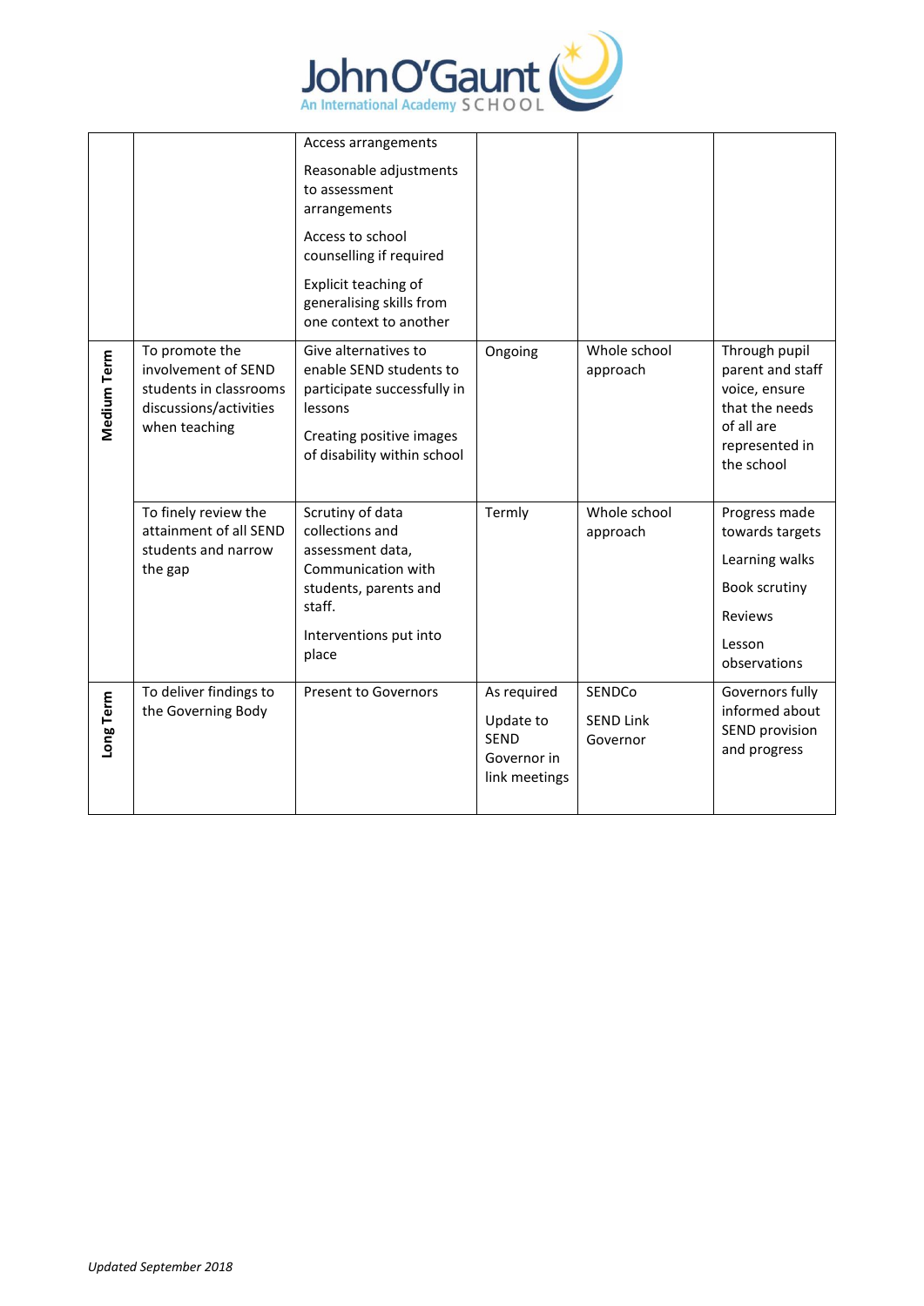| | | | | | |
|---|---|---|---|---|---|
| | | Access arrangements<br><br>Reasonable adjustments to assessment arrangements<br><br>Access to school counselling if required<br><br>Explicit teaching of generalising skills from one context to another | | | |
| Medium Term | To promote the involvement of SEND students in classrooms discussions/activities when teaching | Give alternatives to enable SEND students to participate successfully in lessons<br><br>Creating positive images of disability within school | Ongoing | Whole school approach | Through pupil parent and staff voice, ensure that the needs of all are represented in the school |
| | To finely review the attainment of all SEND students and narrow the gap | Scrutiny of data collections and assessment data, Communication with students, parents and staff.<br><br>Interventions put into place | Termly | Whole school approach | Progress made towards targets<br><br>Learning walks<br><br>Book scrutiny<br><br>Reviews<br><br>Lesson observations |
| Long Term | To deliver findings to the Governing Body | Present to Governors | As required<br><br>Update to SEND Governor in link meetings | SENDCo<br><br>SEND Link Governor | Governors fully informed about SEND provision and progress |

*Updated September 2018*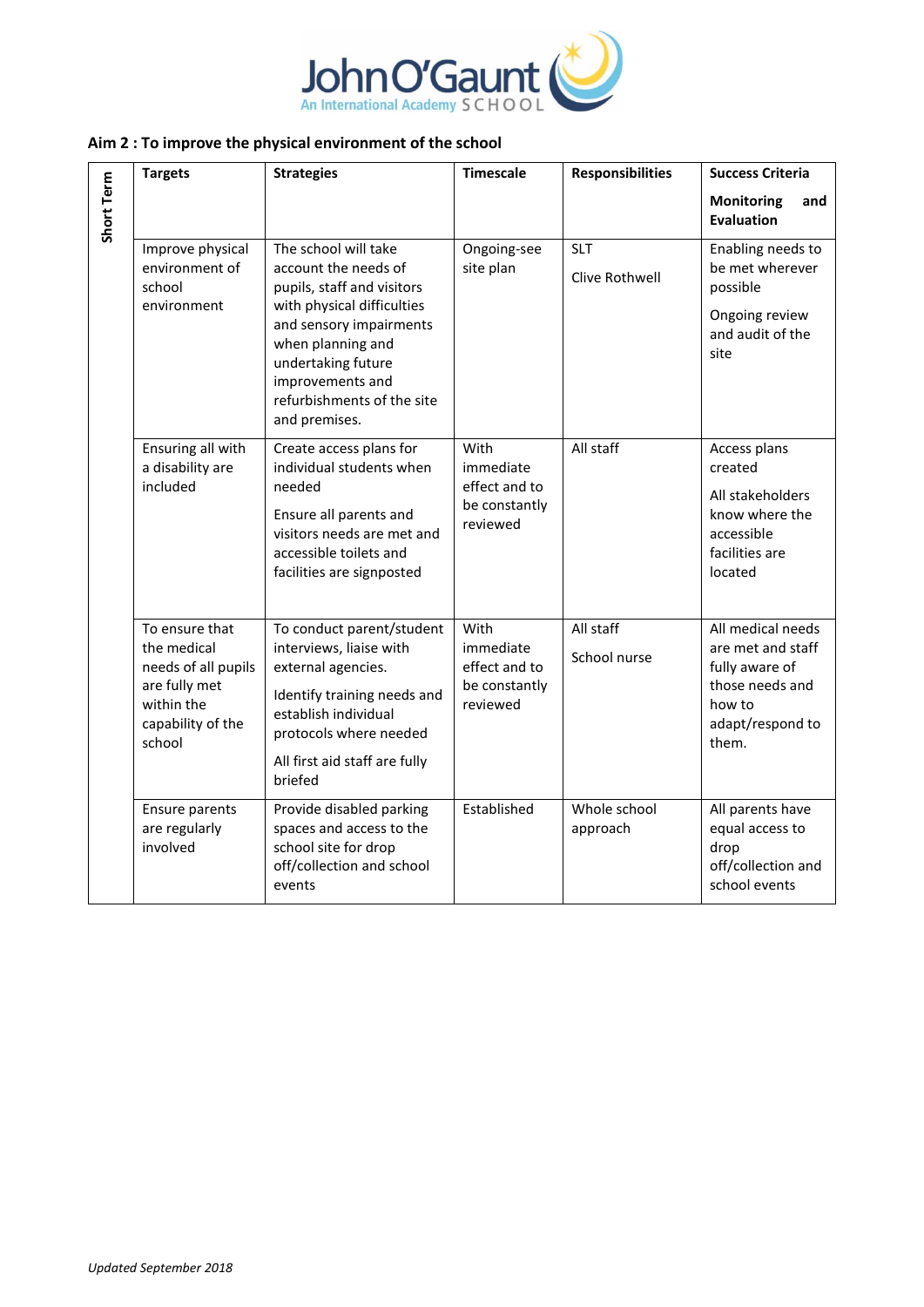## Aim 2 : To improve the physical environment of the school

| Short Term | Targets | Strategies | Timescale | Responsibilities | Success Criteria<br><br>Monitoring and Evaluation |
|---|---|---|---|---|---|
| | Improve physical environment of school environment | The school will take account the needs of pupils, staff and visitors with physical difficulties and sensory impairments when planning and undertaking future improvements and refurbishments of the site and premises. | Ongoing-see site plan | SLT<br><br>Clive Rothwell | Enabling needs to be met wherever possible<br><br>Ongoing review and audit of the site |
| | Ensuring all with a disability are included | Create access plans for individual students when needed<br><br>Ensure all parents and visitors needs are met and accessible toilets and facilities are signposted | With immediate effect and to be constantly reviewed | All staff | Access plans created<br><br>All stakeholders know where the accessible facilities are located |
| | To ensure that the medical needs of all pupils are fully met within the capability of the school | To conduct parent/student interviews, liaise with external agencies.<br><br>Identify training needs and establish individual protocols where needed<br><br>All first aid staff are fully briefed | With immediate effect and to be constantly reviewed | All staff<br><br>School nurse | All medical needs are met and staff fully aware of those needs and how to adapt/respond to them. |
| | Ensure parents are regularly involved | Provide disabled parking spaces and access to the school site for drop off/collection and school events | Established | Whole school approach | All parents have equal access to drop off/collection and school events |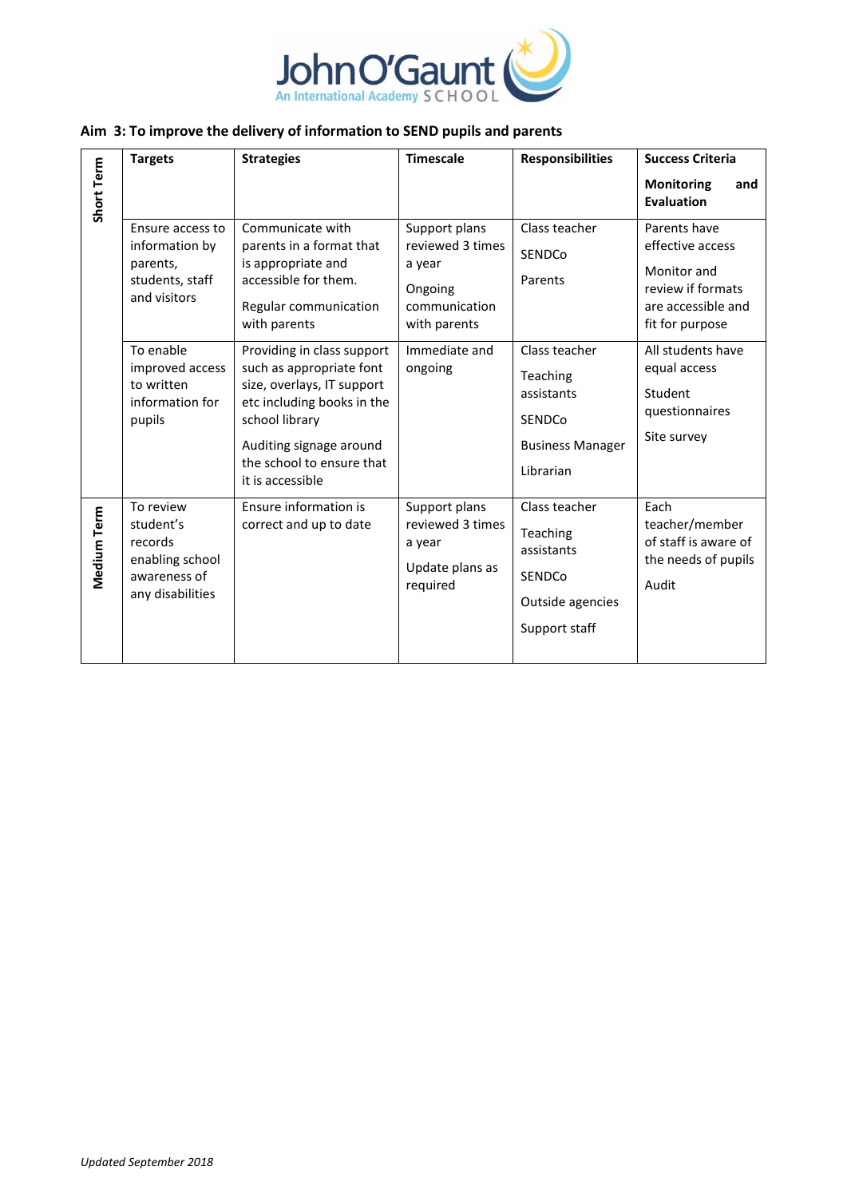**Aim 3: To improve the delivery of information to SEND pupils and parents**

| | Targets | Strategies | Timescale | Responsibilities | Success Criteria<br><br>Monitoring and Evaluation |
|---|---|---|---|---|---|
| **Short Term** | Ensure access to information by parents, students, staff and visitors | Communicate with parents in a format that is appropriate and accessible for them.<br><br>Regular communication with parents | Support plans reviewed 3 times a year<br><br>Ongoing communication with parents | Class teacher<br><br>SENDCo<br><br>Parents | Parents have effective access<br><br>Monitor and review if formats are accessible and fit for purpose |
| | To enable improved access to written information for pupils | Providing in class support such as appropriate font size, overlays, IT support etc including books in the school library<br><br>Auditing signage around the school to ensure that it is accessible | Immediate and ongoing | Class teacher<br><br>Teaching assistants<br><br>SENDCo<br><br>Business Manager<br><br>Librarian | All students have equal access<br><br>Student questionnaires<br><br>Site survey |
| **Medium Term** | To review student's records enabling school awareness of any disabilities | Ensure information is correct and up to date | Support plans reviewed 3 times a year<br><br>Update plans as required | Class teacher<br><br>Teaching assistants<br><br>SENDCo<br><br>Outside agencies<br><br>Support staff | Each teacher/member of staff is aware of the needs of pupils<br><br>Audit |

*Updated September 2018*